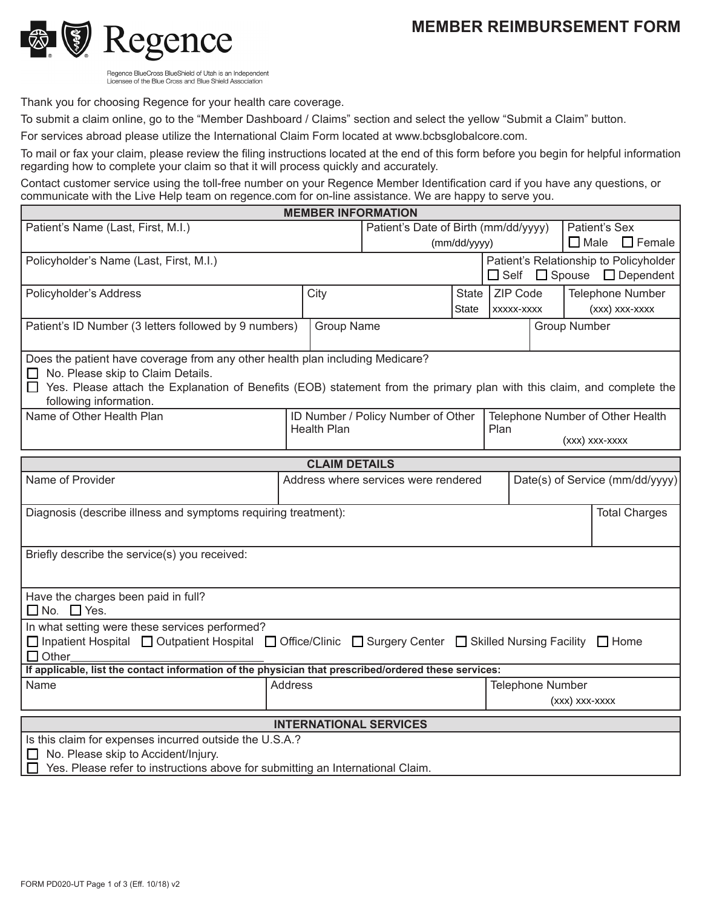# MEMBER REIMBURSEMENT FORM

Regence

Regence BlueCross BlueShield of Utah is an Independent Licensee of the Blue Cross and Blue Shield Association

Thank you for choosing Regence for your health care coverage.

To submit a claim online, go to the "Member Dashboard / Claims" section and select the yellow "Submit a Claim" button.

For services abroad please utilize the International Claim Form located at www.bcbsglobalcore.com.

To mail or fax your claim, please review the filing instructions located at the end of this form before you begin for helpful information regarding how to complete your claim so that it will process quickly and accurately.

Contact customer service using the toll-free number on your Regence Member Identification card if you have any questions, or communicate with the Live Help team on regence.com for on-line assistance. We are happy to serve you.

## MEMBER INFORMATION

| Patient's Name (Last, First, M.I.) | Patient's Date of Birth (mm/dd/yyyy) (mm/dd/yyyy) | Patient's Sex ☐ Male ☐ Female |
|---|---|---|

| Policyholder's Name (Last, First, M.I.) | Patient's Relationship to Policyholder ☐ Self ☐ Spouse ☐ Dependent |
|---|---|

| Policyholder's Address | City | State (State) | ZIP Code (xxxxx-xxxx) | Telephone Number (xxx) xxx-xxxx |
|---|---|---|---|---|

| Patient's ID Number (3 letters followed by 9 numbers) | Group Name | Group Number |
|---|---|---|

Does the patient have coverage from any other health plan including Medicare?

☐ No. Please skip to Claim Details.

☐ Yes. Please attach the Explanation of Benefits (EOB) statement from the primary plan with this claim, and complete the following information.

| Name of Other Health Plan | ID Number / Policy Number of Other Health Plan | Telephone Number of Other Health Plan (xxx) xxx-xxxx |
|---|---|---|

## CLAIM DETAILS

| Name of Provider | Address where services were rendered | Date(s) of Service (mm/dd/yyyy) |
|---|---|---|

| Diagnosis (describe illness and symptoms requiring treatment): | Total Charges |
|---|---|

Briefly describe the service(s) you received:

Have the charges been paid in full?

☐ No. ☐ Yes.

In what setting were these services performed?

☐ Inpatient Hospital ☐ Outpatient Hospital ☐ Office/Clinic ☐ Surgery Center ☐ Skilled Nursing Facility ☐ Home ☐ Other________________________

**If applicable, list the contact information of the physician that prescribed/ordered these services:**

| Name | Address | Telephone Number (xxx) xxx-xxxx |
|---|---|---|

## INTERNATIONAL SERVICES

Is this claim for expenses incurred outside the U.S.A.?

☐ No. Please skip to Accident/Injury.

☐ Yes. Please refer to instructions above for submitting an International Claim.

FORM PD020-UT Page 1 of 3 (Eff. 10/18) v2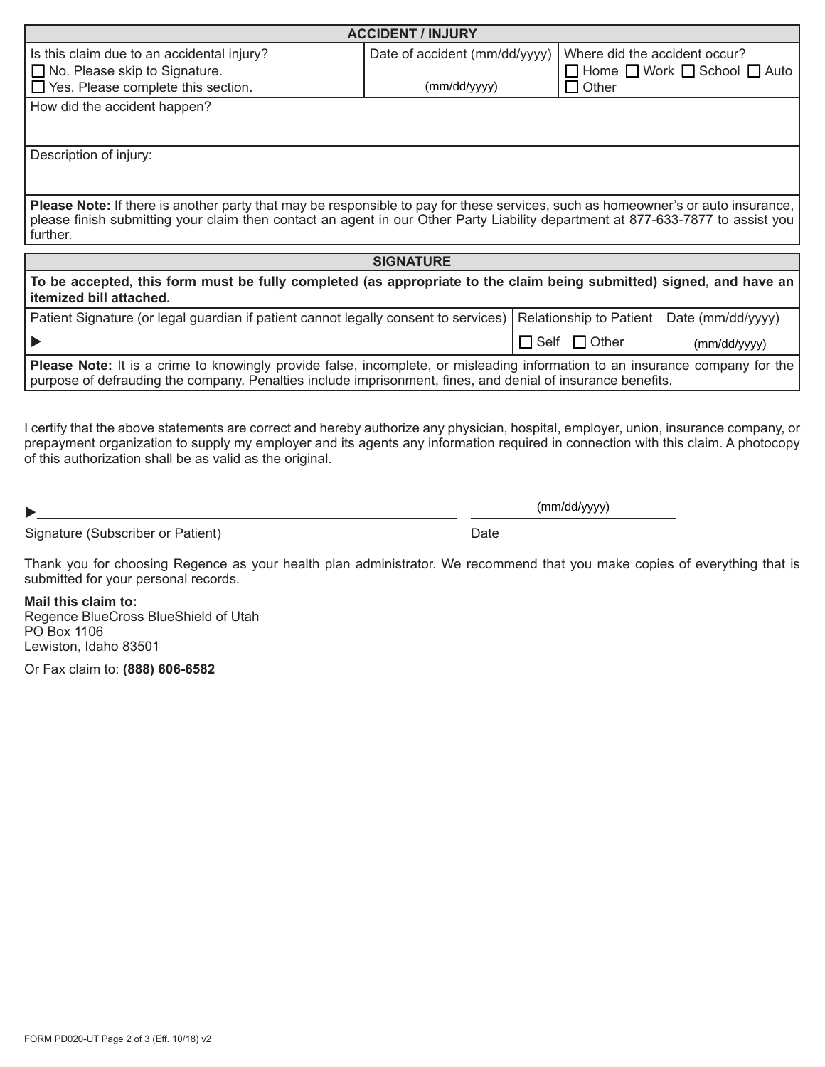## ACCIDENT / INJURY

| Is this claim due to an accidental injury? | Date of accident (mm/dd/yyyy) | Where did the accident occur? |
|---|---|---|
| ☐ No. Please skip to Signature.<br>☐ Yes. Please complete this section. | (mm/dd/yyyy) | ☐ Home ☐ Work ☐ School ☐ Auto<br>☐ Other |

How did the accident happen?

Description of injury:

**Please Note:** If there is another party that may be responsible to pay for these services, such as homeowner's or auto insurance, please finish submitting your claim then contact an agent in our Other Party Liability department at 877-633-7877 to assist you further.

## SIGNATURE

**To be accepted, this form must be fully completed (as appropriate to the claim being submitted) signed, and have an itemized bill attached.**

| Patient Signature (or legal guardian if patient cannot legally consent to services) | Relationship to Patient | Date (mm/dd/yyyy) |
|---|---|---|
| ▶ | ☐ Self ☐ Other | (mm/dd/yyyy) |

**Please Note:** It is a crime to knowingly provide false, incomplete, or misleading information to an insurance company for the purpose of defrauding the company. Penalties include imprisonment, fines, and denial of insurance benefits.

I certify that the above statements are correct and hereby authorize any physician, hospital, employer, union, insurance company, or prepayment organization to supply my employer and its agents any information required in connection with this claim. A photocopy of this authorization shall be as valid as the original.

▶ ______________________________ (mm/dd/yyyy) ______________

Signature (Subscriber or Patient) Date

Thank you for choosing Regence as your health plan administrator. We recommend that you make copies of everything that is submitted for your personal records.

**Mail this claim to:**
Regence BlueCross BlueShield of Utah
PO Box 1106
Lewiston, Idaho 83501

Or Fax claim to: **(888) 606-6582**

FORM PD020-UT Page 2 of 3 (Eff. 10/18) v2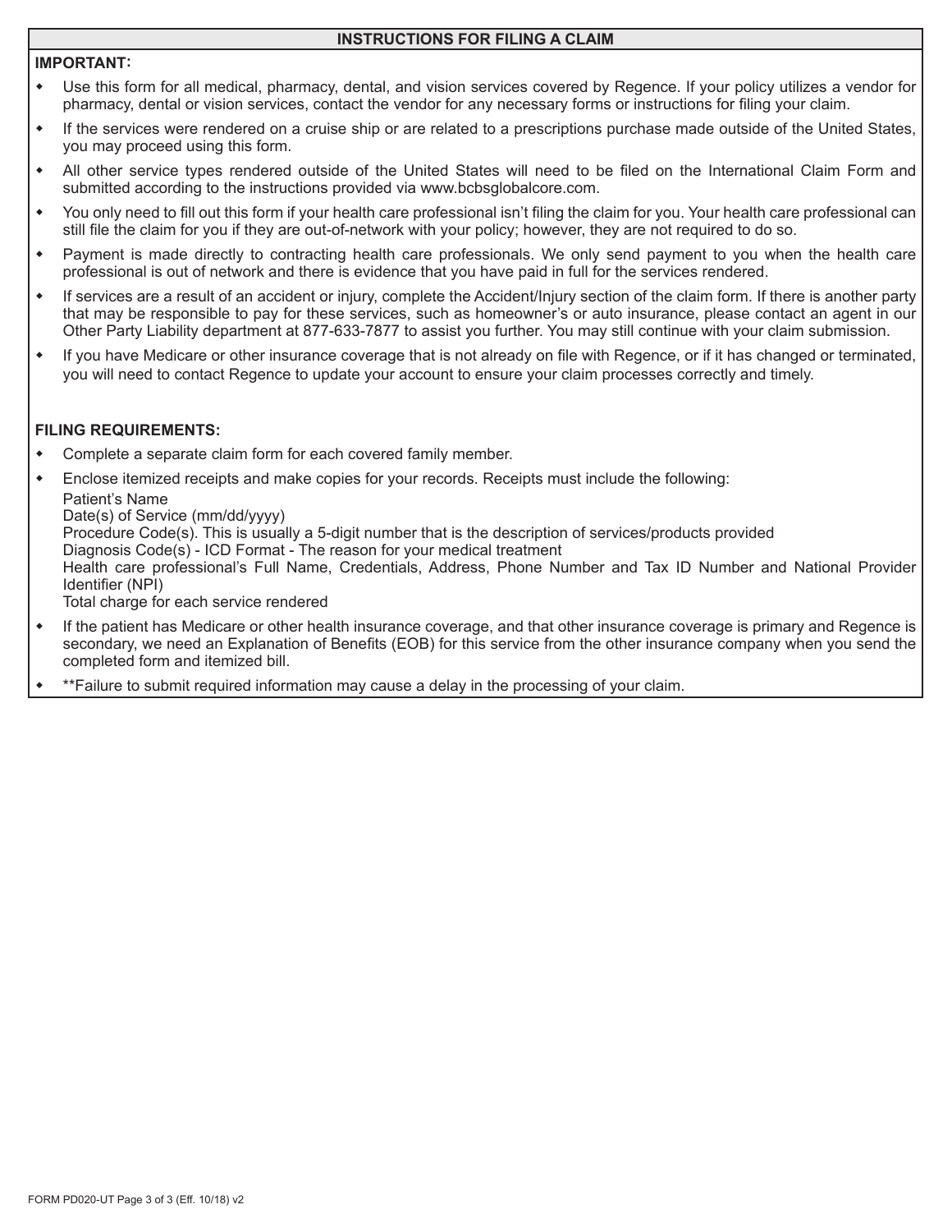## INSTRUCTIONS FOR FILING A CLAIM

**IMPORTANT:**

- Use this form for all medical, pharmacy, dental, and vision services covered by Regence. If your policy utilizes a vendor for pharmacy, dental or vision services, contact the vendor for any necessary forms or instructions for filing your claim.
- If the services were rendered on a cruise ship or are related to a prescriptions purchase made outside of the United States, you may proceed using this form.
- All other service types rendered outside of the United States will need to be filed on the International Claim Form and submitted according to the instructions provided via www.bcbsglobalcore.com.
- You only need to fill out this form if your health care professional isn't filing the claim for you. Your health care professional can still file the claim for you if they are out-of-network with your policy; however, they are not required to do so.
- Payment is made directly to contracting health care professionals. We only send payment to you when the health care professional is out of network and there is evidence that you have paid in full for the services rendered.
- If services are a result of an accident or injury, complete the Accident/Injury section of the claim form. If there is another party that may be responsible to pay for these services, such as homeowner's or auto insurance, please contact an agent in our Other Party Liability department at 877-633-7877 to assist you further. You may still continue with your claim submission.
- If you have Medicare or other insurance coverage that is not already on file with Regence, or if it has changed or terminated, you will need to contact Regence to update your account to ensure your claim processes correctly and timely.

**FILING REQUIREMENTS:**

- Complete a separate claim form for each covered family member.
- Enclose itemized receipts and make copies for your records. Receipts must include the following:
  Patient's Name
  Date(s) of Service (mm/dd/yyyy)
  Procedure Code(s). This is usually a 5-digit number that is the description of services/products provided
  Diagnosis Code(s) - ICD Format - The reason for your medical treatment
  Health care professional's Full Name, Credentials, Address, Phone Number and Tax ID Number and National Provider Identifier (NPI)
  Total charge for each service rendered
- If the patient has Medicare or other health insurance coverage, and that other insurance coverage is primary and Regence is secondary, we need an Explanation of Benefits (EOB) for this service from the other insurance company when you send the completed form and itemized bill.
- **Failure to submit required information may cause a delay in the processing of your claim.

FORM PD020-UT (Eff. 10/18) v2